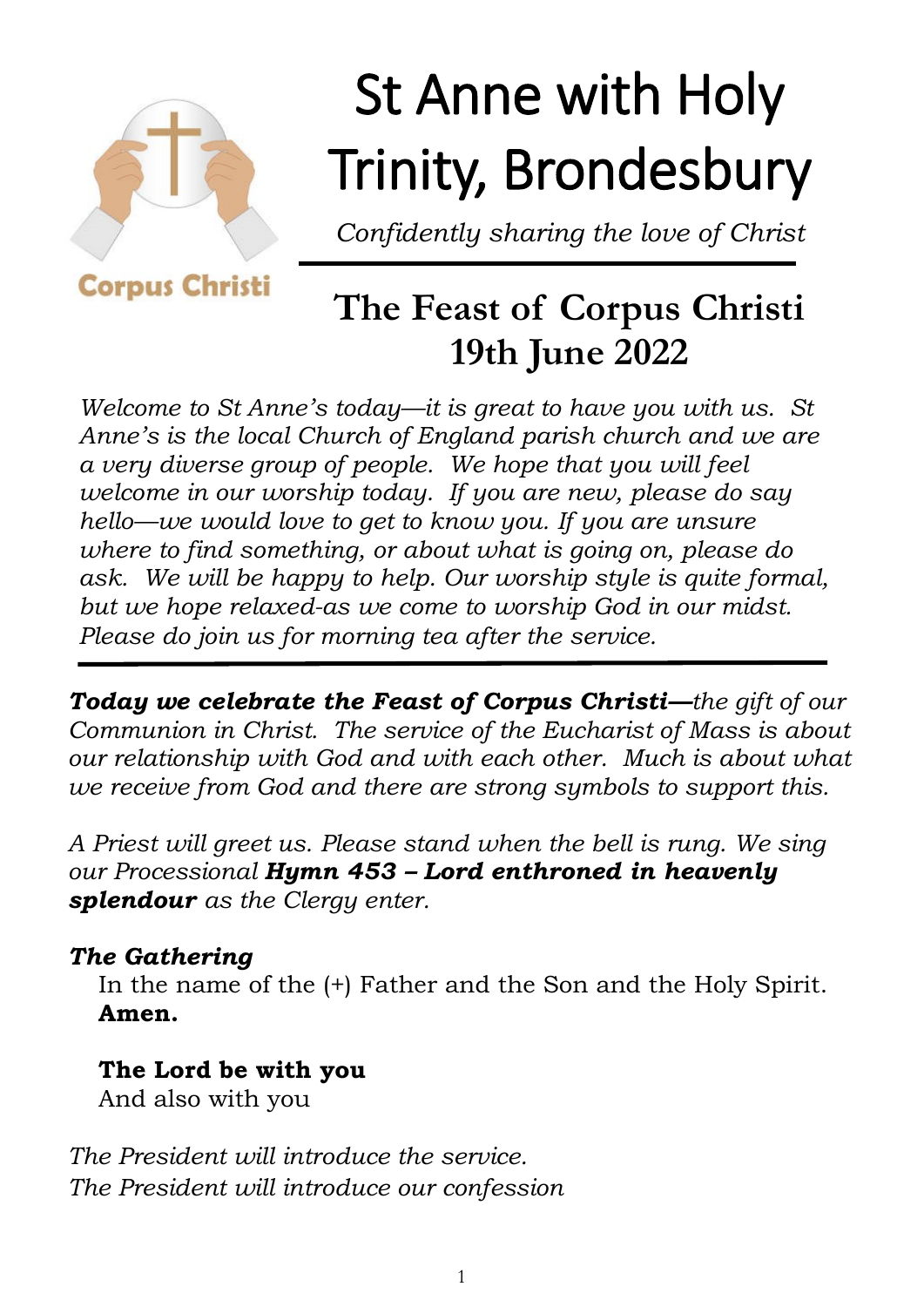Corpus Christi

# St Anne with Holy Trinity, Brondesbury

*Confidently sharing the love of Christ*

## The Feast of Corpus Christi
## 19th June 2022

*Welcome to St Anne's today—it is great to have you with us. St Anne's is the local Church of England parish church and we are a very diverse group of people. We hope that you will feel welcome in our worship today. If you are new, please do say hello—we would love to get to know you. If you are unsure where to find something, or about what is going on, please do ask. We will be happy to help. Our worship style is quite formal, but we hope relaxed-as we come to worship God in our midst. Please do join us for morning tea after the service.*

***Today we celebrate the Feast of Corpus Christi—****the gift of our Communion in Christ. The service of the Eucharist of Mass is about our relationship with God and with each other. Much is about what we receive from God and there are strong symbols to support this.*

*A Priest will greet us. Please stand when the bell is rung. We sing our Processional* ***Hymn 453 – Lord enthroned in heavenly splendour*** *as the Clergy enter.*

***The Gathering***

In the name of the (+) Father and the Son and the Holy Spirit.
**Amen.**

**The Lord be with you**
And also with you

*The President will introduce the service.*
*The President will introduce our confession*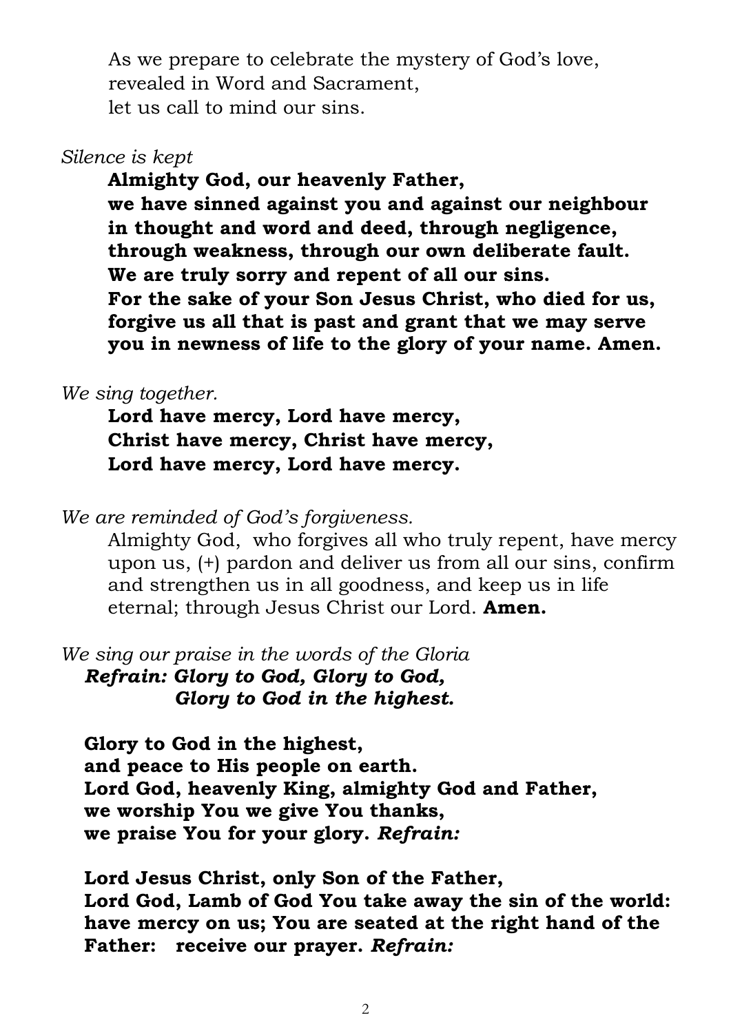As we prepare to celebrate the mystery of God's love,
revealed in Word and Sacrament,
let us call to mind our sins.

*Silence is kept*

**Almighty God, our heavenly Father,
we have sinned against you and against our neighbour
in thought and word and deed, through negligence,
through weakness, through our own deliberate fault.
We are truly sorry and repent of all our sins.
For the sake of your Son Jesus Christ, who died for us,
forgive us all that is past and grant that we may serve
you in newness of life to the glory of your name. Amen.**

*We sing together.*

**Lord have mercy, Lord have mercy,
Christ have mercy, Christ have mercy,
Lord have mercy, Lord have mercy.**

*We are reminded of God's forgiveness.*

Almighty God, who forgives all who truly repent, have mercy upon us, (+) pardon and deliver us from all our sins, confirm and strengthen us in all goodness, and keep us in life eternal; through Jesus Christ our Lord. **Amen.**

*We sing our praise in the words of the Gloria*

***Refrain: Glory to God, Glory to God,
Glory to God in the highest.***

**Glory to God in the highest,
and peace to His people on earth.
Lord God, heavenly King, almighty God and Father,
we worship You we give You thanks,
we praise You for your glory.** ***Refrain:***

**Lord Jesus Christ, only Son of the Father,
Lord God, Lamb of God You take away the sin of the world:
have mercy on us; You are seated at the right hand of the
Father: receive our prayer.** ***Refrain:***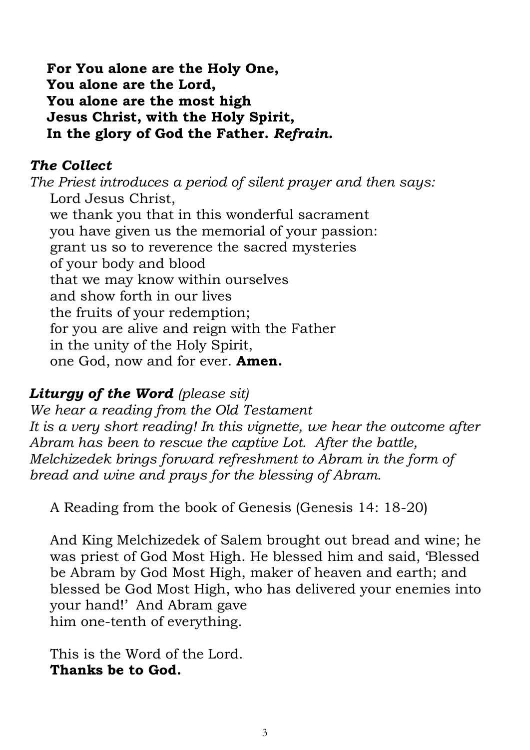**For You alone are the Holy One,**
**You alone are the Lord,**
**You alone are the most high**
**Jesus Christ, with the Holy Spirit,**
**In the glory of God the Father.** ***Refrain.***

### *The Collect*

*The Priest introduces a period of silent prayer and then says:*

Lord Jesus Christ,
we thank you that in this wonderful sacrament
you have given us the memorial of your passion:
grant us so to reverence the sacred mysteries
of your body and blood
that we may know within ourselves
and show forth in our lives
the fruits of your redemption;
for you are alive and reign with the Father
in the unity of the Holy Spirit,
one God, now and for ever. **Amen.**

### *Liturgy of the Word (please sit)*

*We hear a reading from the Old Testament*
*It is a very short reading! In this vignette, we hear the outcome after Abram has been to rescue the captive Lot. After the battle, Melchizedek brings forward refreshment to Abram in the form of bread and wine and prays for the blessing of Abram.*

A Reading from the book of Genesis (Genesis 14: 18-20)

And King Melchizedek of Salem brought out bread and wine; he was priest of God Most High. He blessed him and said, 'Blessed be Abram by God Most High, maker of heaven and earth; and blessed be God Most High, who has delivered your enemies into your hand!' And Abram gave
him one-tenth of everything.

This is the Word of the Lord.
**Thanks be to God.**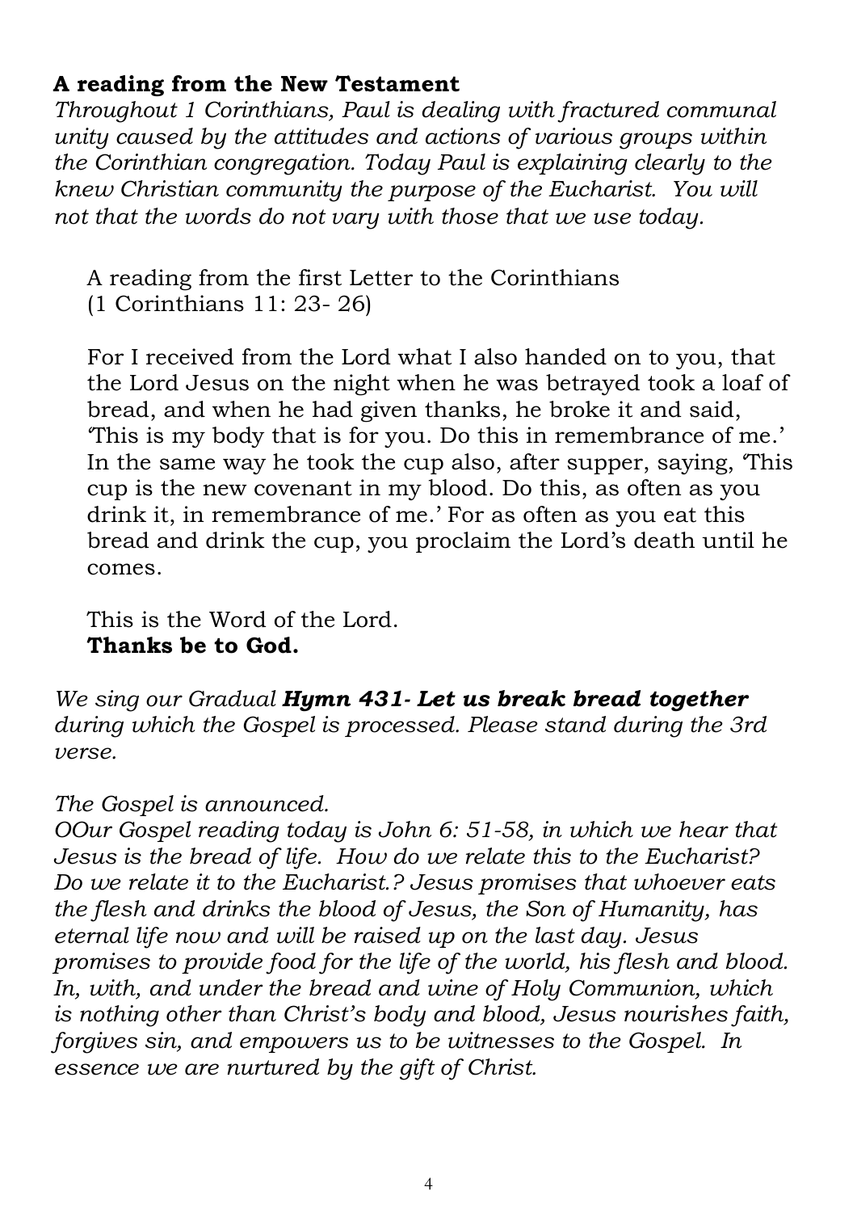**A reading from the New Testament**

*Throughout 1 Corinthians, Paul is dealing with fractured communal unity caused by the attitudes and actions of various groups within the Corinthian congregation. Today Paul is explaining clearly to the knew Christian community the purpose of the Eucharist. You will not that the words do not vary with those that we use today.*

A reading from the first Letter to the Corinthians
(1 Corinthians 11: 23- 26)

For I received from the Lord what I also handed on to you, that the Lord Jesus on the night when he was betrayed took a loaf of bread, and when he had given thanks, he broke it and said, 'This is my body that is for you. Do this in remembrance of me.' In the same way he took the cup also, after supper, saying, 'This cup is the new covenant in my blood. Do this, as often as you drink it, in remembrance of me.' For as often as you eat this bread and drink the cup, you proclaim the Lord's death until he comes.

This is the Word of the Lord.
**Thanks be to God.**

*We sing our Gradual **Hymn 431- Let us break bread together** during which the Gospel is processed. Please stand during the 3rd verse.*

*The Gospel is announced.*

*OOur Gospel reading today is John 6: 51-58, in which we hear that Jesus is the bread of life. How do we relate this to the Eucharist? Do we relate it to the Eucharist.? Jesus promises that whoever eats the flesh and drinks the blood of Jesus, the Son of Humanity, has eternal life now and will be raised up on the last day. Jesus promises to provide food for the life of the world, his flesh and blood. In, with, and under the bread and wine of Holy Communion, which is nothing other than Christ's body and blood, Jesus nourishes faith, forgives sin, and empowers us to be witnesses to the Gospel. In essence we are nurtured by the gift of Christ.*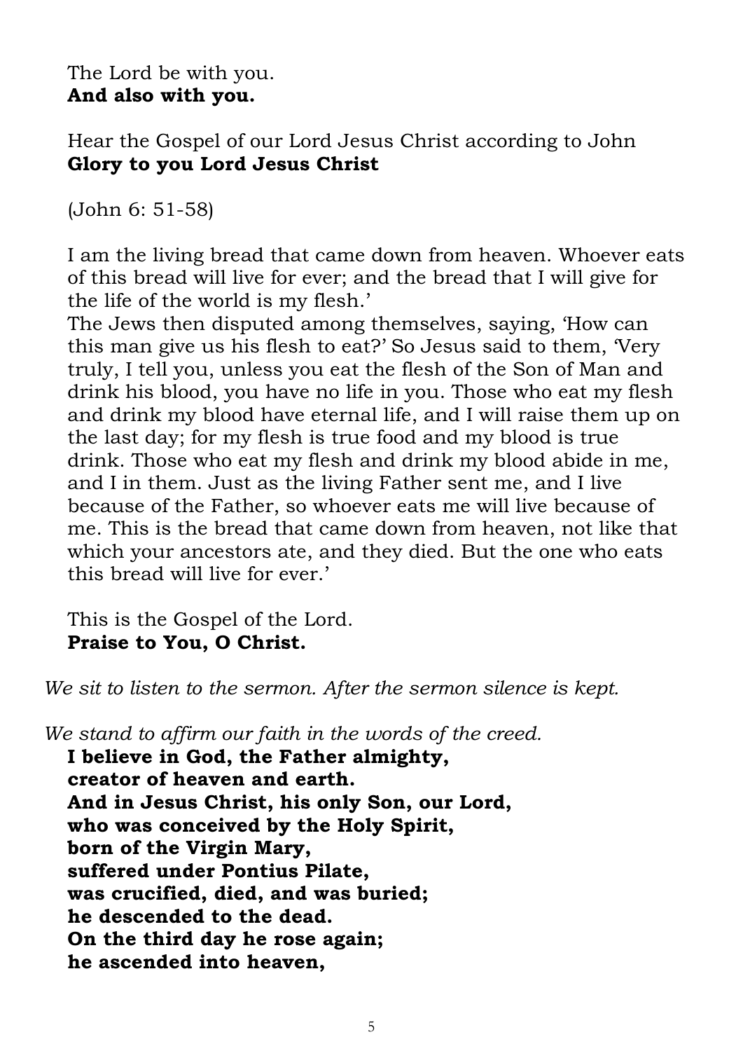The Lord be with you.
**And also with you.**

Hear the Gospel of our Lord Jesus Christ according to John
**Glory to you Lord Jesus Christ**

(John 6: 51-58)

I am the living bread that came down from heaven. Whoever eats of this bread will live for ever; and the bread that I will give for the life of the world is my flesh.'
The Jews then disputed among themselves, saying, 'How can this man give us his flesh to eat?' So Jesus said to them, 'Very truly, I tell you, unless you eat the flesh of the Son of Man and drink his blood, you have no life in you. Those who eat my flesh and drink my blood have eternal life, and I will raise them up on the last day; for my flesh is true food and my blood is true drink. Those who eat my flesh and drink my blood abide in me, and I in them. Just as the living Father sent me, and I live because of the Father, so whoever eats me will live because of me. This is the bread that came down from heaven, not like that which your ancestors ate, and they died. But the one who eats this bread will live for ever.'

This is the Gospel of the Lord.
**Praise to You, O Christ.**

*We sit to listen to the sermon. After the sermon silence is kept.*

*We stand to affirm our faith in the words of the creed.*

**I believe in God, the Father almighty,**
**creator of heaven and earth.**
**And in Jesus Christ, his only Son, our Lord,**
**who was conceived by the Holy Spirit,**
**born of the Virgin Mary,**
**suffered under Pontius Pilate,**
**was crucified, died, and was buried;**
**he descended to the dead.**
**On the third day he rose again;**
**he ascended into heaven,**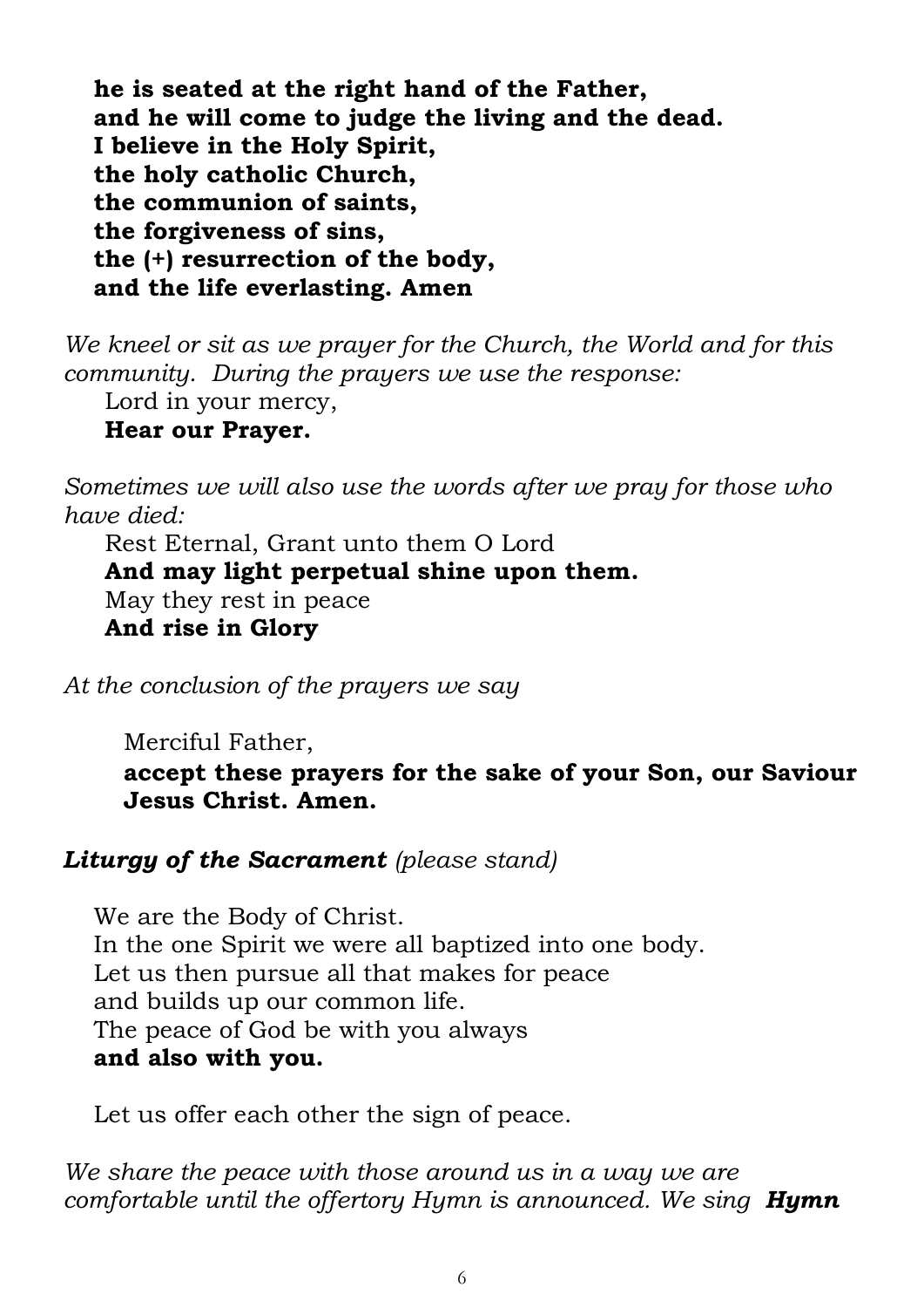**he is seated at the right hand of the Father,**
**and he will come to judge the living and the dead.**
**I believe in the Holy Spirit,**
**the holy catholic Church,**
**the communion of saints,**
**the forgiveness of sins,**
**the (+) resurrection of the body,**
**and the life everlasting. Amen**

*We kneel or sit as we prayer for the Church, the World and for this community. During the prayers we use the response:*

Lord in your mercy,
**Hear our Prayer.**

*Sometimes we will also use the words after we pray for those who have died:*

Rest Eternal, Grant unto them O Lord
**And may light perpetual shine upon them.**
May they rest in peace
**And rise in Glory**

*At the conclusion of the prayers we say*

Merciful Father,
**accept these prayers for the sake of your Son, our Saviour Jesus Christ. Amen.**

***Liturgy of the Sacrament*** *(please stand)*

We are the Body of Christ.
In the one Spirit we were all baptized into one body.
Let us then pursue all that makes for peace
and builds up our common life.
The peace of God be with you always
**and also with you.**

Let us offer each other the sign of peace.

*We share the peace with those around us in a way we are comfortable until the offertory Hymn is announced. We sing* ***Hymn***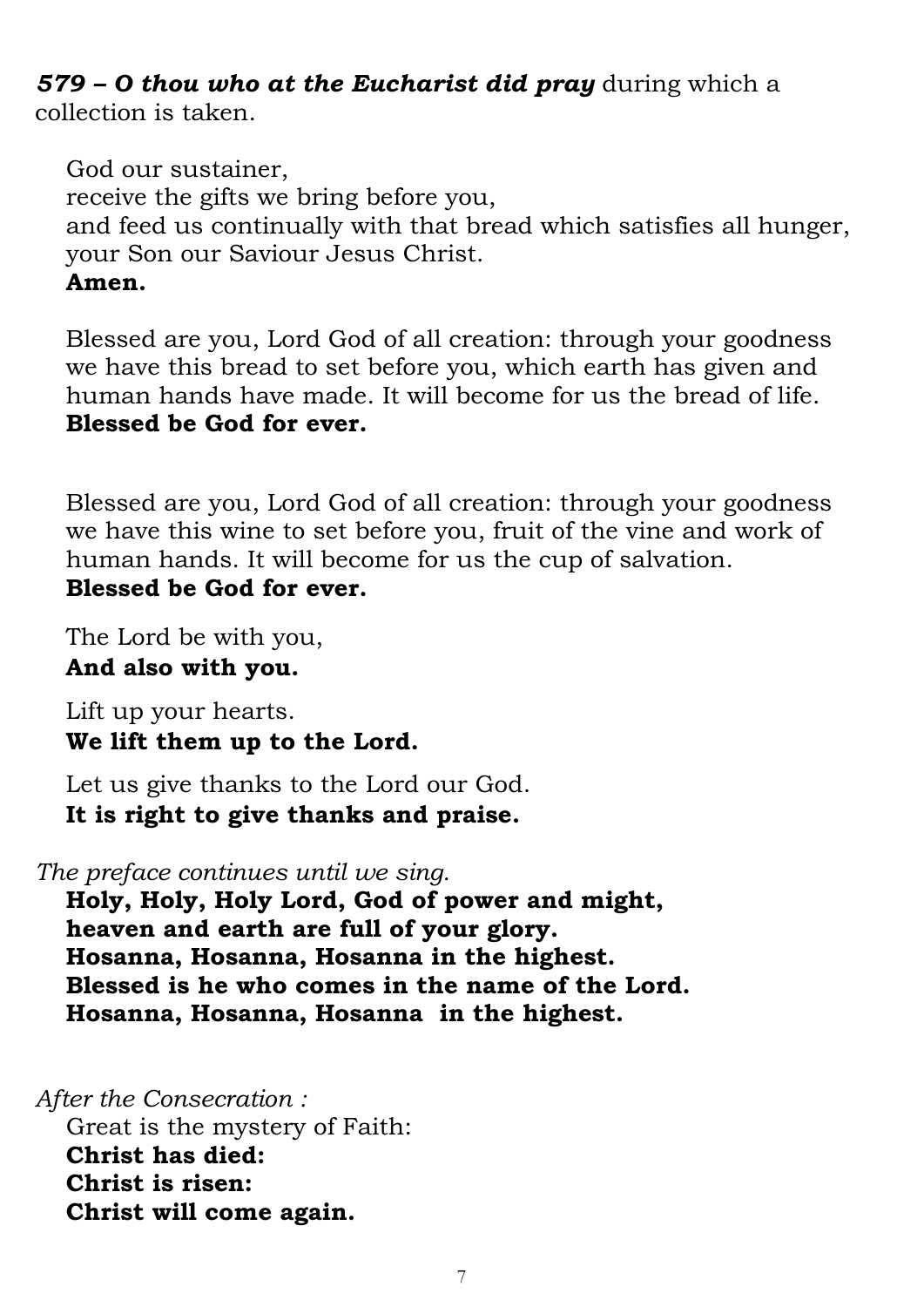***579 – O thou who at the Eucharist did pray*** during which a collection is taken.

God our sustainer,
receive the gifts we bring before you,
and feed us continually with that bread which satisfies all hunger,
your Son our Saviour Jesus Christ.
**Amen.**

Blessed are you, Lord God of all creation: through your goodness we have this bread to set before you, which earth has given and human hands have made. It will become for us the bread of life.
**Blessed be God for ever.**

Blessed are you, Lord God of all creation: through your goodness we have this wine to set before you, fruit of the vine and work of human hands. It will become for us the cup of salvation.
**Blessed be God for ever.**

The Lord be with you,
**And also with you.**

Lift up your hearts.
**We lift them up to the Lord.**

Let us give thanks to the Lord our God.
**It is right to give thanks and praise.**

*The preface continues until we sing.*
**Holy, Holy, Holy Lord, God of power and might,
heaven and earth are full of your glory.
Hosanna, Hosanna, Hosanna in the highest.
Blessed is he who comes in the name of the Lord.
Hosanna, Hosanna, Hosanna in the highest.**

*After the Consecration :*
Great is the mystery of Faith:
**Christ has died:
Christ is risen:
Christ will come again.**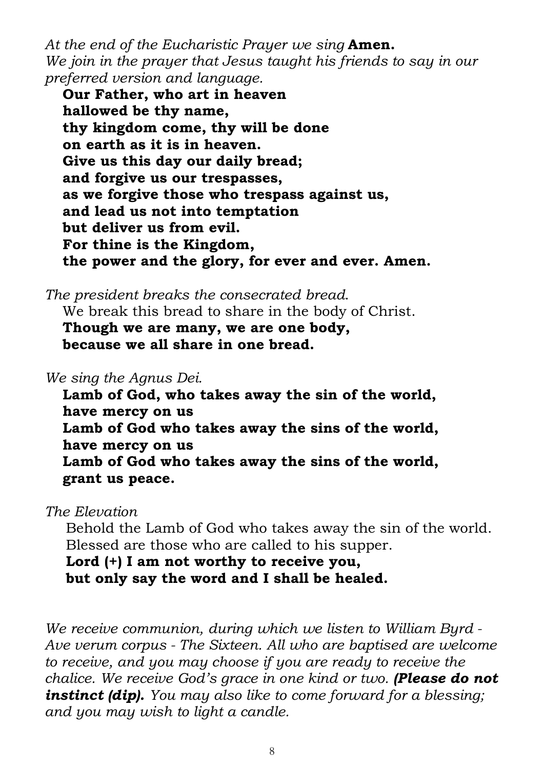*At the end of the Eucharistic Prayer we sing* **Amen.**
*We join in the prayer that Jesus taught his friends to say in our preferred version and language.*

**Our Father, who art in heaven**
**hallowed be thy name,**
**thy kingdom come, thy will be done**
**on earth as it is in heaven.**
**Give us this day our daily bread;**
**and forgive us our trespasses,**
**as we forgive those who trespass against us,**
**and lead us not into temptation**
**but deliver us from evil.**
**For thine is the Kingdom,**
**the power and the glory, for ever and ever. Amen.**

*The president breaks the consecrated bread.*
We break this bread to share in the body of Christ.
**Though we are many, we are one body,**
**because we all share in one bread.**

*We sing the Agnus Dei.*
**Lamb of God, who takes away the sin of the world,**
**have mercy on us**
**Lamb of God who takes away the sins of the world,**
**have mercy on us**
**Lamb of God who takes away the sins of the world,**
**grant us peace.**

*The Elevation*
Behold the Lamb of God who takes away the sin of the world.
Blessed are those who are called to his supper.
**Lord (+) I am not worthy to receive you,**
**but only say the word and I shall be healed.**

*We receive communion, during which we listen to William Byrd - Ave verum corpus - The Sixteen. All who are baptised are welcome to receive, and you may choose if you are ready to receive the chalice. We receive God's grace in one kind or two.* ***(Please do not instinct (dip).*** *You may also like to come forward for a blessing; and you may wish to light a candle.*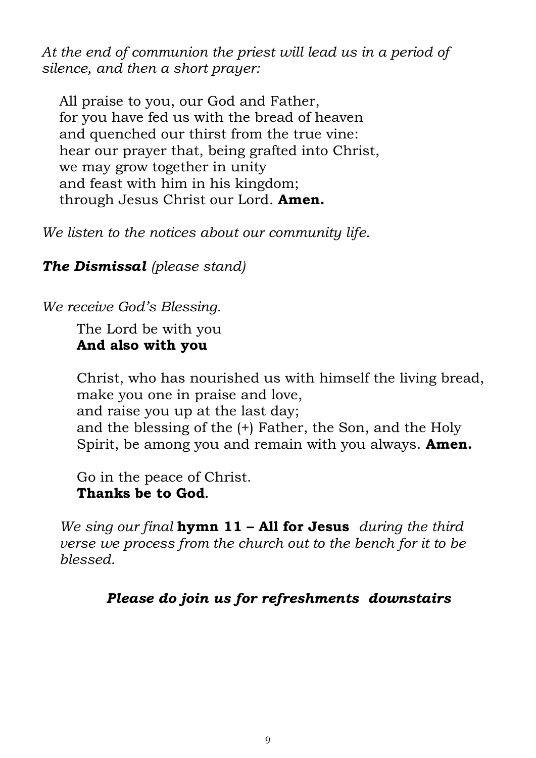*At the end of communion the priest will lead us in a period of silence, and then a short prayer:*

All praise to you, our God and Father,
for you have fed us with the bread of heaven
and quenched our thirst from the true vine:
hear our prayer that, being grafted into Christ,
we may grow together in unity
and feast with him in his kingdom;
through Jesus Christ our Lord. **Amen.**

*We listen to the notices about our community life.*

***The Dismissal*** *(please stand)*

*We receive God's Blessing.*

The Lord be with you
**And also with you**

Christ, who has nourished us with himself the living bread,
make you one in praise and love,
and raise you up at the last day;
and the blessing of the (+) Father, the Son, and the Holy Spirit, be among you and remain with you always. **Amen.**

Go in the peace of Christ.
**Thanks be to God.**

*We sing our final* **hymn 11 – All for Jesus** *during the third verse we process from the church out to the bench for it to be blessed.*

***Please do join us for refreshments downstairs***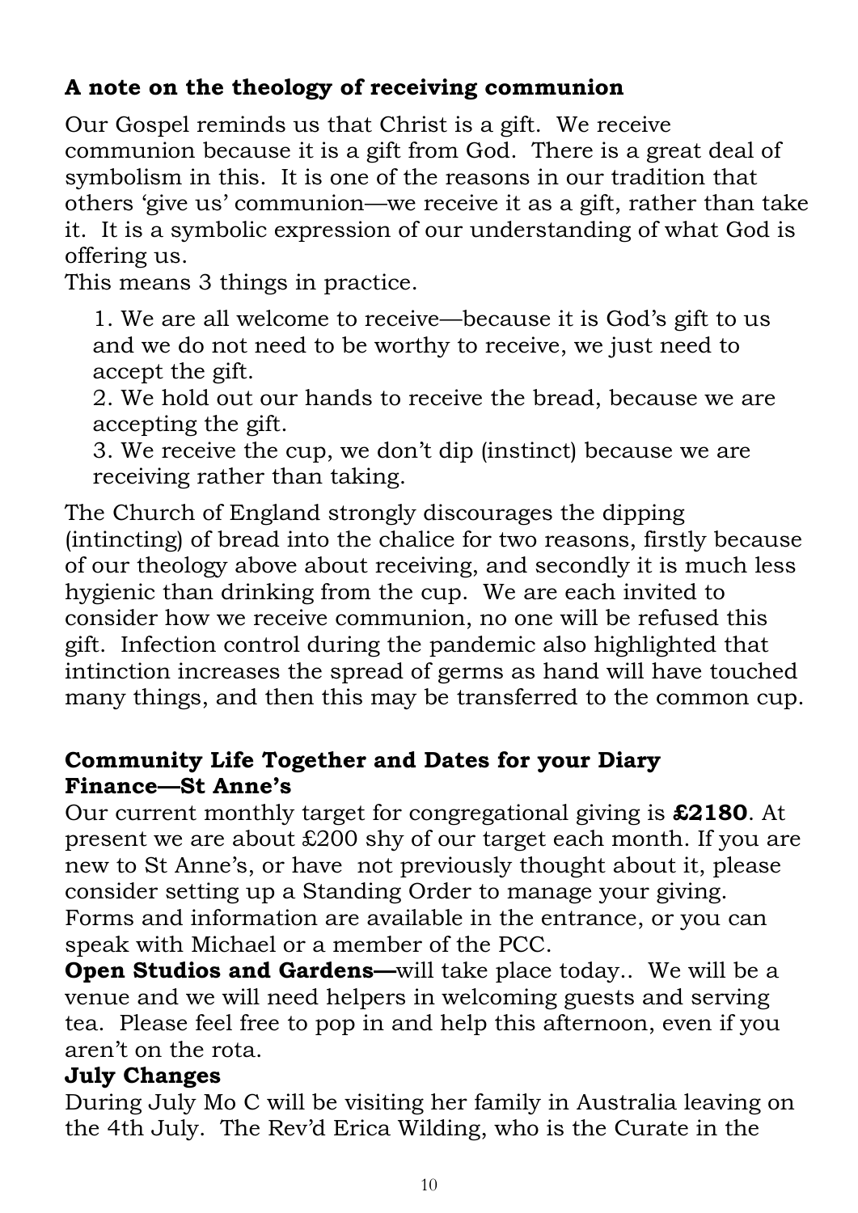### A note on the theology of receiving communion

Our Gospel reminds us that Christ is a gift. We receive communion because it is a gift from God. There is a great deal of symbolism in this. It is one of the reasons in our tradition that others 'give us' communion—we receive it as a gift, rather than take it. It is a symbolic expression of our understanding of what God is offering us.

This means 3 things in practice.

1. We are all welcome to receive—because it is God's gift to us and we do not need to be worthy to receive, we just need to accept the gift.
2. We hold out our hands to receive the bread, because we are accepting the gift.
3. We receive the cup, we don't dip (instinct) because we are receiving rather than taking.

The Church of England strongly discourages the dipping (intincting) of bread into the chalice for two reasons, firstly because of our theology above about receiving, and secondly it is much less hygienic than drinking from the cup. We are each invited to consider how we receive communion, no one will be refused this gift. Infection control during the pandemic also highlighted that intinction increases the spread of germs as hand will have touched many things, and then this may be transferred to the common cup.

### Community Life Together and Dates for your Diary

**Finance—St Anne's**

Our current monthly target for congregational giving is **£2180**. At present we are about £200 shy of our target each month. If you are new to St Anne's, or have not previously thought about it, please consider setting up a Standing Order to manage your giving. Forms and information are available in the entrance, or you can speak with Michael or a member of the PCC.

**Open Studios and Gardens—**will take place today.. We will be a venue and we will need helpers in welcoming guests and serving tea. Please feel free to pop in and help this afternoon, even if you aren't on the rota.

**July Changes**

During July Mo C will be visiting her family in Australia leaving on the 4th July. The Rev'd Erica Wilding, who is the Curate in the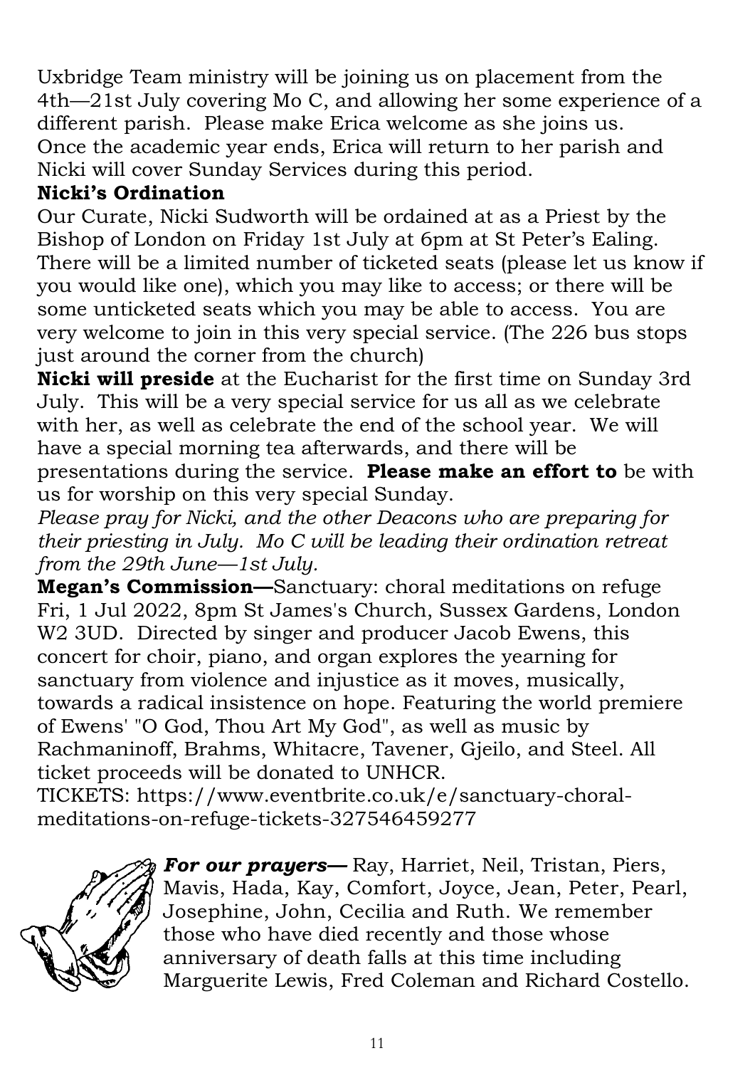Uxbridge Team ministry will be joining us on placement from the 4th—21st July covering Mo C, and allowing her some experience of a different parish. Please make Erica welcome as she joins us. Once the academic year ends, Erica will return to her parish and Nicki will cover Sunday Services during this period.

**Nicki's Ordination**

Our Curate, Nicki Sudworth will be ordained at as a Priest by the Bishop of London on Friday 1st July at 6pm at St Peter's Ealing. There will be a limited number of ticketed seats (please let us know if you would like one), which you may like to access; or there will be some unticketed seats which you may be able to access. You are very welcome to join in this very special service. (The 226 bus stops just around the corner from the church)

**Nicki will preside** at the Eucharist for the first time on Sunday 3rd July. This will be a very special service for us all as we celebrate with her, as well as celebrate the end of the school year. We will have a special morning tea afterwards, and there will be presentations during the service. **Please make an effort to** be with us for worship on this very special Sunday.

*Please pray for Nicki, and the other Deacons who are preparing for their priesting in July. Mo C will be leading their ordination retreat from the 29th June—1st July.*

**Megan's Commission—**Sanctuary: choral meditations on refuge Fri, 1 Jul 2022, 8pm St James's Church, Sussex Gardens, London W2 3UD. Directed by singer and producer Jacob Ewens, this concert for choir, piano, and organ explores the yearning for sanctuary from violence and injustice as it moves, musically, towards a radical insistence on hope. Featuring the world premiere of Ewens' "O God, Thou Art My God", as well as music by Rachmaninoff, Brahms, Whitacre, Tavener, Gjeilo, and Steel. All ticket proceeds will be donated to UNHCR.

TICKETS: https://www.eventbrite.co.uk/e/sanctuary-choral-meditations-on-refuge-tickets-327546459277

***For our prayers—*** Ray, Harriet, Neil, Tristan, Piers, Mavis, Hada, Kay, Comfort, Joyce, Jean, Peter, Pearl, Josephine, John, Cecilia and Ruth. We remember those who have died recently and those whose anniversary of death falls at this time including Marguerite Lewis, Fred Coleman and Richard Costello.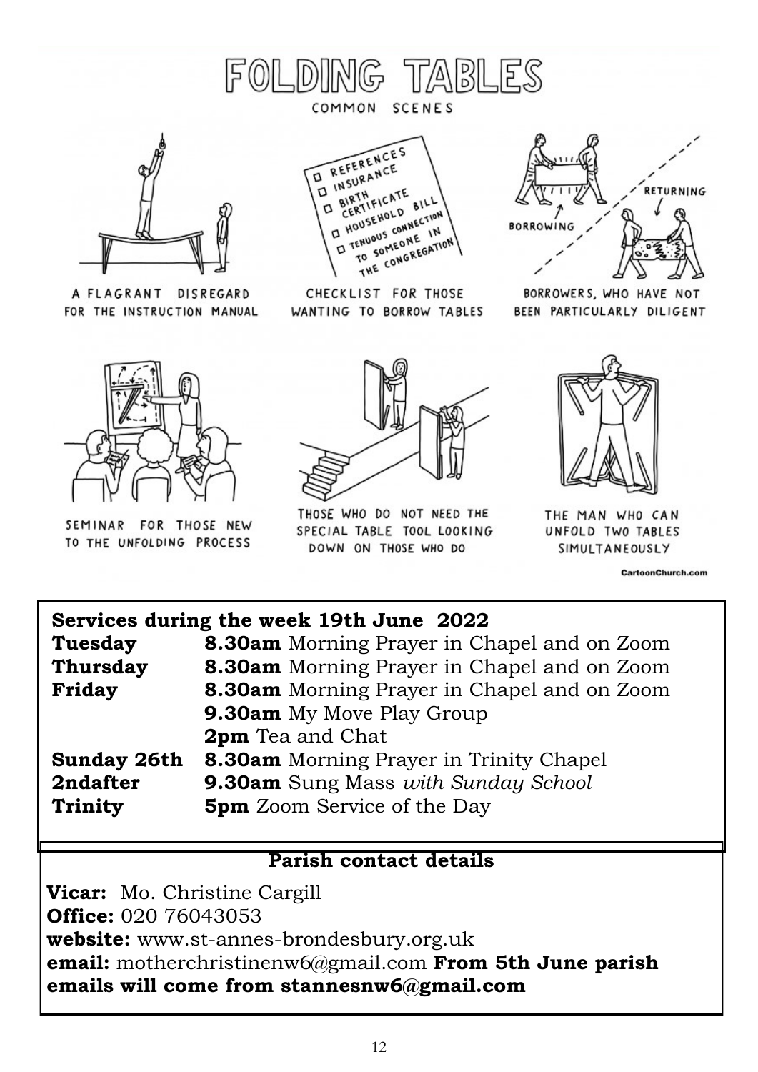# FOLDING TABLES

COMMON SCENES

A FLAGRANT DISREGARD FOR THE INSTRUCTION MANUAL

- ☐ REFERENCES
- ☐ INSURANCE
- ☐ BIRTH CERTIFICATE
- ☐ HOUSEHOLD BILL
- ☐ TENUOUS CONNECTION TO SOMEONE IN THE CONGREGATION

CHECKLIST FOR THOSE WANTING TO BORROW TABLES

BORROWING

RETURNING

BORROWERS, WHO HAVE NOT BEEN PARTICULARLY DILIGENT

SEMINAR FOR THOSE NEW TO THE UNFOLDING PROCESS

THOSE WHO DO NOT NEED THE SPECIAL TABLE TOOL LOOKING DOWN ON THOSE WHO DO

THE MAN WHO CAN UNFOLD TWO TABLES SIMULTANEOUSLY

CartoonChurch.com

## Services during the week 19th June 2022

| | |
|---|---|
| **Tuesday** | **8.30am** Morning Prayer in Chapel and on Zoom |
| **Thursday** | **8.30am** Morning Prayer in Chapel and on Zoom |
| **Friday** | **8.30am** Morning Prayer in Chapel and on Zoom |
| | **9.30am** My Move Play Group |
| | **2pm** Tea and Chat |
| **Sunday 26th** | **8.30am** Morning Prayer in Trinity Chapel |
| **2ndafter** | **9.30am** Sung Mass *with Sunday School* |
| **Trinity** | **5pm** Zoom Service of the Day |

## Parish contact details

**Vicar:** Mo. Christine Cargill
**Office:** 020 76043053
**website:** www.st-annes-brondesbury.org.uk
**email:** motherchristinenw6@gmail.com **From 5th June parish emails will come from stannesnw6@gmail.com**